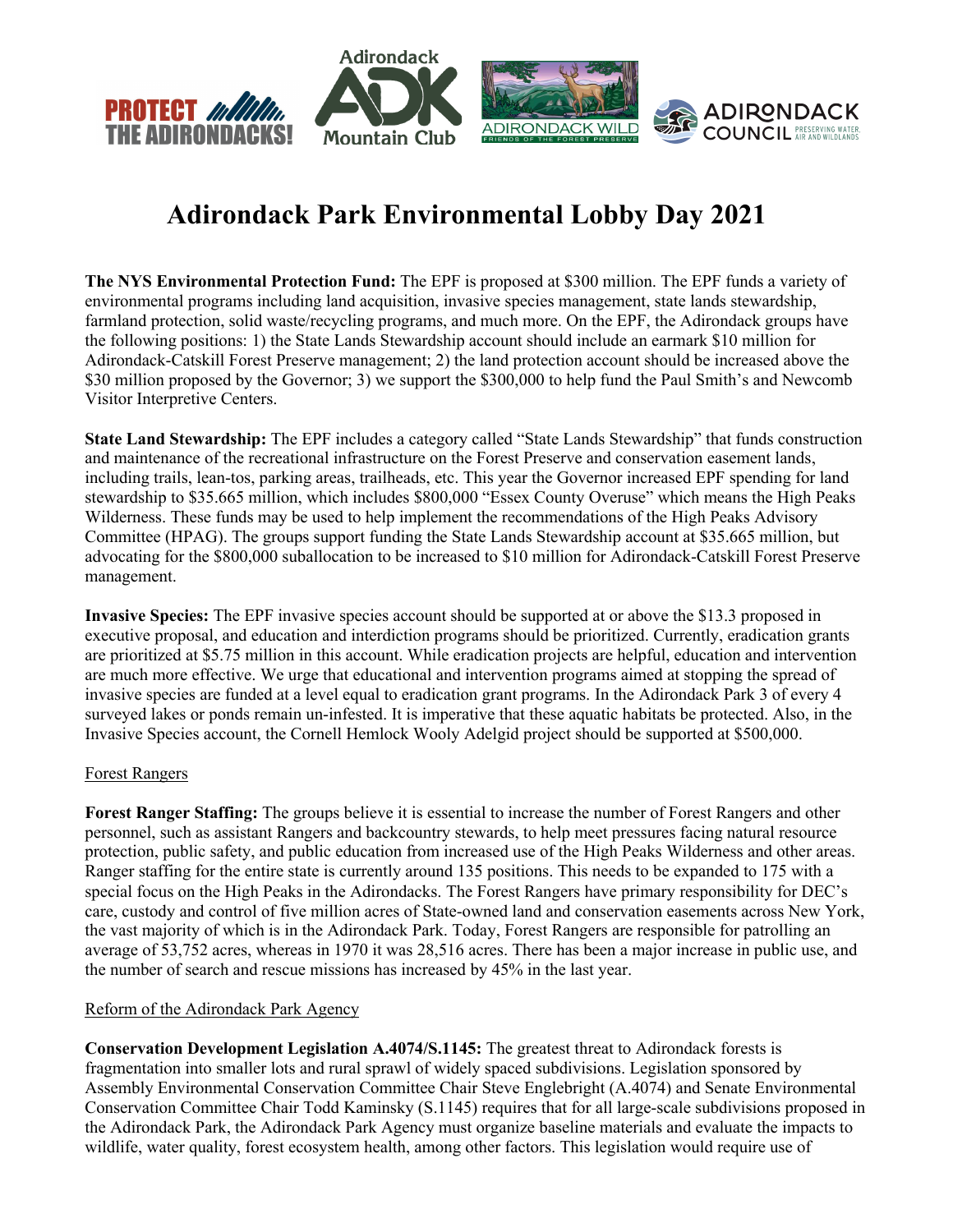# Adirondack Park Environmental Lobby Day 2021

**The NYS Environmental Protection Fund:** The EPF is proposed at $300 million. The EPF funds a variety of environmental programs including land acquisition, invasive species management, state lands stewardship, farmland protection, solid waste/recycling programs, and much more. On the EPF, the Adirondack groups have the following positions: 1) the State Lands Stewardship account should include an earmark $10 million for Adirondack-Catskill Forest Preserve management; 2) the land protection account should be increased above the $30 million proposed by the Governor; 3) we support the $300,000 to help fund the Paul Smith's and Newcomb Visitor Interpretive Centers.

**State Land Stewardship:** The EPF includes a category called "State Lands Stewardship" that funds construction and maintenance of the recreational infrastructure on the Forest Preserve and conservation easement lands, including trails, lean-tos, parking areas, trailheads, etc. This year the Governor increased EPF spending for land stewardship to $35.665 million, which includes $800,000 "Essex County Overuse" which means the High Peaks Wilderness. These funds may be used to help implement the recommendations of the High Peaks Advisory Committee (HPAG). The groups support funding the State Lands Stewardship account at $35.665 million, but advocating for the $800,000 suballocation to be increased to $10 million for Adirondack-Catskill Forest Preserve management.

**Invasive Species:** The EPF invasive species account should be supported at or above the $13.3 proposed in executive proposal, and education and interdiction programs should be prioritized. Currently, eradication grants are prioritized at $5.75 million in this account. While eradication projects are helpful, education and intervention are much more effective. We urge that educational and intervention programs aimed at stopping the spread of invasive species are funded at a level equal to eradication grant programs. In the Adirondack Park 3 of every 4 surveyed lakes or ponds remain un-infested. It is imperative that these aquatic habitats be protected. Also, in the Invasive Species account, the Cornell Hemlock Wooly Adelgid project should be supported at $500,000.

<u>Forest Rangers</u>

**Forest Ranger Staffing:** The groups believe it is essential to increase the number of Forest Rangers and other personnel, such as assistant Rangers and backcountry stewards, to help meet pressures facing natural resource protection, public safety, and public education from increased use of the High Peaks Wilderness and other areas. Ranger staffing for the entire state is currently around 135 positions. This needs to be expanded to 175 with a special focus on the High Peaks in the Adirondacks. The Forest Rangers have primary responsibility for DEC's care, custody and control of five million acres of State-owned land and conservation easements across New York, the vast majority of which is in the Adirondack Park. Today, Forest Rangers are responsible for patrolling an average of 53,752 acres, whereas in 1970 it was 28,516 acres. There has been a major increase in public use, and the number of search and rescue missions has increased by 45% in the last year.

<u>Reform of the Adirondack Park Agency</u>

**Conservation Development Legislation A.4074/S.1145:** The greatest threat to Adirondack forests is fragmentation into smaller lots and rural sprawl of widely spaced subdivisions. Legislation sponsored by Assembly Environmental Conservation Committee Chair Steve Englebright (A.4074) and Senate Environmental Conservation Committee Chair Todd Kaminsky (S.1145) requires that for all large-scale subdivisions proposed in the Adirondack Park, the Adirondack Park Agency must organize baseline materials and evaluate the impacts to wildlife, water quality, forest ecosystem health, among other factors. This legislation would require use of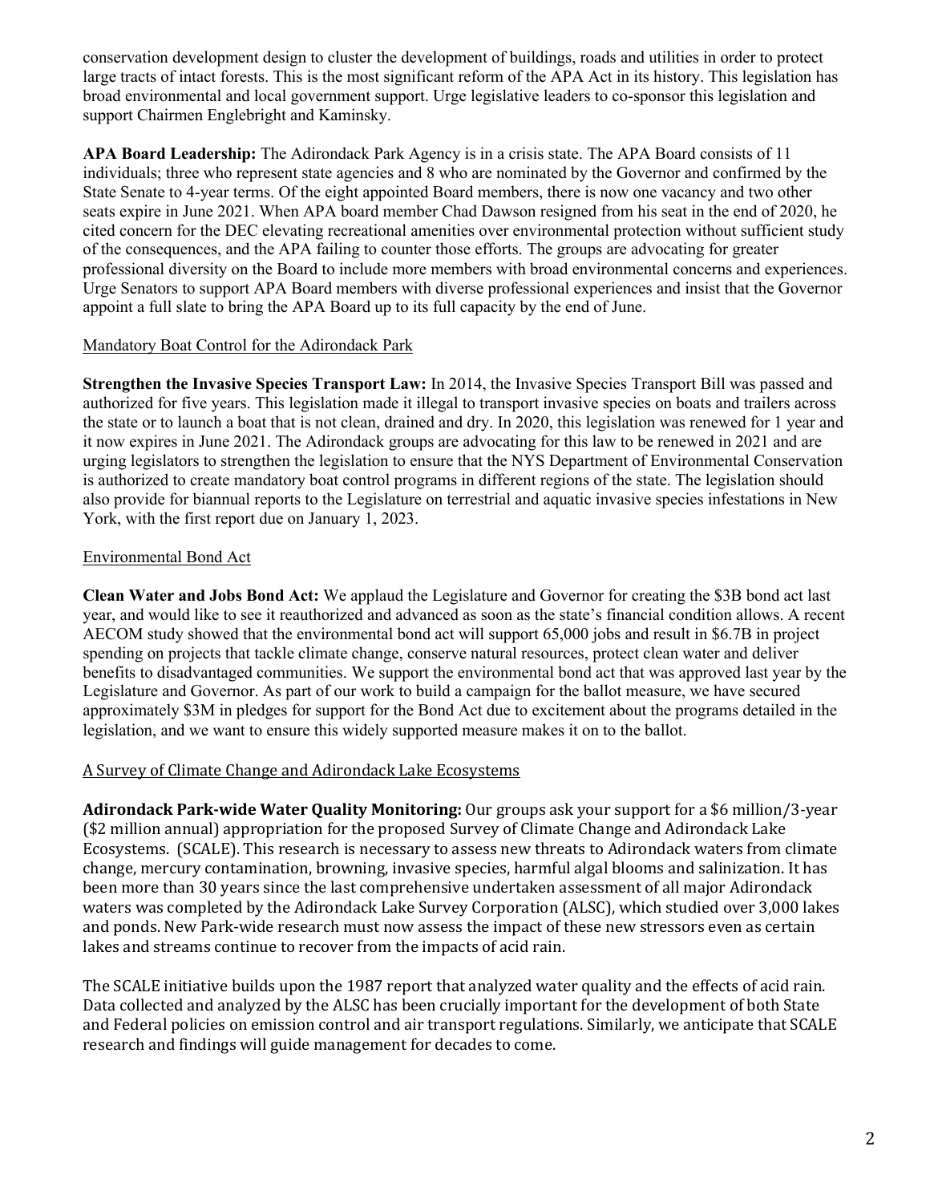conservation development design to cluster the development of buildings, roads and utilities in order to protect large tracts of intact forests. This is the most significant reform of the APA Act in its history. This legislation has broad environmental and local government support. Urge legislative leaders to co-sponsor this legislation and support Chairmen Englebright and Kaminsky.

**APA Board Leadership:** The Adirondack Park Agency is in a crisis state. The APA Board consists of 11 individuals; three who represent state agencies and 8 who are nominated by the Governor and confirmed by the State Senate to 4-year terms. Of the eight appointed Board members, there is now one vacancy and two other seats expire in June 2021. When APA board member Chad Dawson resigned from his seat in the end of 2020, he cited concern for the DEC elevating recreational amenities over environmental protection without sufficient study of the consequences, and the APA failing to counter those efforts. The groups are advocating for greater professional diversity on the Board to include more members with broad environmental concerns and experiences. Urge Senators to support APA Board members with diverse professional experiences and insist that the Governor appoint a full slate to bring the APA Board up to its full capacity by the end of June.

<u>Mandatory Boat Control for the Adirondack Park</u>

**Strengthen the Invasive Species Transport Law:** In 2014, the Invasive Species Transport Bill was passed and authorized for five years. This legislation made it illegal to transport invasive species on boats and trailers across the state or to launch a boat that is not clean, drained and dry. In 2020, this legislation was renewed for 1 year and it now expires in June 2021. The Adirondack groups are advocating for this law to be renewed in 2021 and are urging legislators to strengthen the legislation to ensure that the NYS Department of Environmental Conservation is authorized to create mandatory boat control programs in different regions of the state. The legislation should also provide for biannual reports to the Legislature on terrestrial and aquatic invasive species infestations in New York, with the first report due on January 1, 2023.

<u>Environmental Bond Act</u>

**Clean Water and Jobs Bond Act:** We applaud the Legislature and Governor for creating the $3B bond act last year, and would like to see it reauthorized and advanced as soon as the state's financial condition allows. A recent AECOM study showed that the environmental bond act will support 65,000 jobs and result in $6.7B in project spending on projects that tackle climate change, conserve natural resources, protect clean water and deliver benefits to disadvantaged communities. We support the environmental bond act that was approved last year by the Legislature and Governor. As part of our work to build a campaign for the ballot measure, we have secured approximately $3M in pledges for support for the Bond Act due to excitement about the programs detailed in the legislation, and we want to ensure this widely supported measure makes it on to the ballot.

<u>A Survey of Climate Change and Adirondack Lake Ecosystems</u>

**Adirondack Park-wide Water Quality Monitoring:** Our groups ask your support for a $6 million/3-year ($2 million annual) appropriation for the proposed Survey of Climate Change and Adirondack Lake Ecosystems. (SCALE). This research is necessary to assess new threats to Adirondack waters from climate change, mercury contamination, browning, invasive species, harmful algal blooms and salinization. It has been more than 30 years since the last comprehensive undertaken assessment of all major Adirondack waters was completed by the Adirondack Lake Survey Corporation (ALSC), which studied over 3,000 lakes and ponds. New Park-wide research must now assess the impact of these new stressors even as certain lakes and streams continue to recover from the impacts of acid rain.

The SCALE initiative builds upon the 1987 report that analyzed water quality and the effects of acid rain. Data collected and analyzed by the ALSC has been crucially important for the development of both State and Federal policies on emission control and air transport regulations. Similarly, we anticipate that SCALE research and findings will guide management for decades to come.